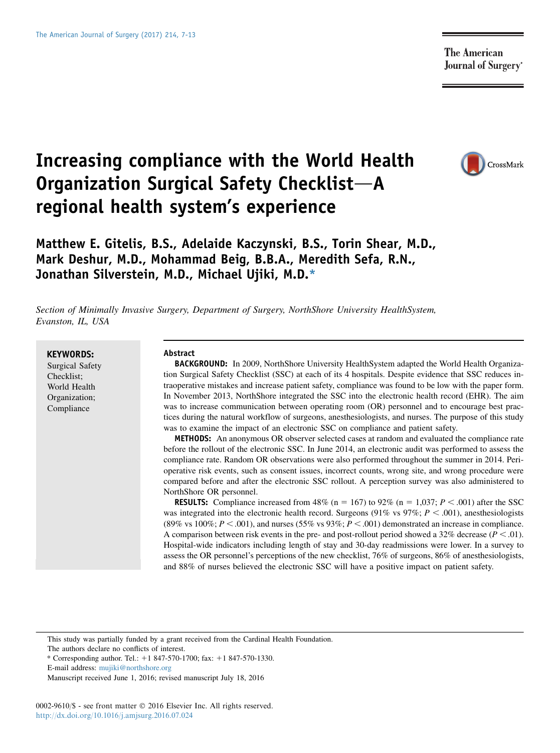# Increasing compliance with the World Health Organization Surgical Safety Checklist—A regional health system's experience

**Matthew E. Gitelis, B.S., Adelaide Kaczynski, B.S., Torin Shear, M.D., Mark Deshur, M.D., Mohammad Beig, B.B.A., Meredith Sefa, R.N., Jonathan Silverstein, M.D., Michael Ujiki, M.D.***

*Section of Minimally Invasive Surgery, Department of Surgery, NorthShore University HealthSystem, Evanston, IL, USA*

**KEYWORDS:**
Surgical Safety Checklist;
World Health Organization;
Compliance

## Abstract

**BACKGROUND:** In 2009, NorthShore University HealthSystem adapted the World Health Organization Surgical Safety Checklist (SSC) at each of its 4 hospitals. Despite evidence that SSC reduces intraoperative mistakes and increase patient safety, compliance was found to be low with the paper form. In November 2013, NorthShore integrated the SSC into the electronic health record (EHR). The aim was to increase communication between operating room (OR) personnel and to encourage best practices during the natural workflow of surgeons, anesthesiologists, and nurses. The purpose of this study was to examine the impact of an electronic SSC on compliance and patient safety.

**METHODS:** An anonymous OR observer selected cases at random and evaluated the compliance rate before the rollout of the electronic SSC. In June 2014, an electronic audit was performed to assess the compliance rate. Random OR observations were also performed throughout the summer in 2014. Perioperative risk events, such as consent issues, incorrect counts, wrong site, and wrong procedure were compared before and after the electronic SSC rollout. A perception survey was also administered to NorthShore OR personnel.

**RESULTS:** Compliance increased from 48% (n = 167) to 92% (n = 1,037; $P < .001$) after the SSC was integrated into the electronic health record. Surgeons (91% vs 97%; $P < .001$), anesthesiologists (89% vs 100%; $P < .001$), and nurses (55% vs 93%; $P < .001$) demonstrated an increase in compliance. A comparison between risk events in the pre- and post-rollout period showed a 32% decrease ($P < .01$). Hospital-wide indicators including length of stay and 30-day readmissions were lower. In a survey to assess the OR personnel's perceptions of the new checklist, 76% of surgeons, 86% of anesthesiologists, and 88% of nurses believed the electronic SSC will have a positive impact on patient safety.

---

This study was partially funded by a grant received from the Cardinal Health Foundation.
The authors declare no conflicts of interest.
* Corresponding author. Tel.: +1 847-570-1700; fax: +1 847-570-1330.
E-mail address: mujiki@northshore.org
Manuscript received June 1, 2016; revised manuscript July 18, 2016

0002-9610/$ - see front matter © 2016 Elsevier Inc. All rights reserved.
http://dx.doi.org/10.1016/j.amjsurg.2016.07.024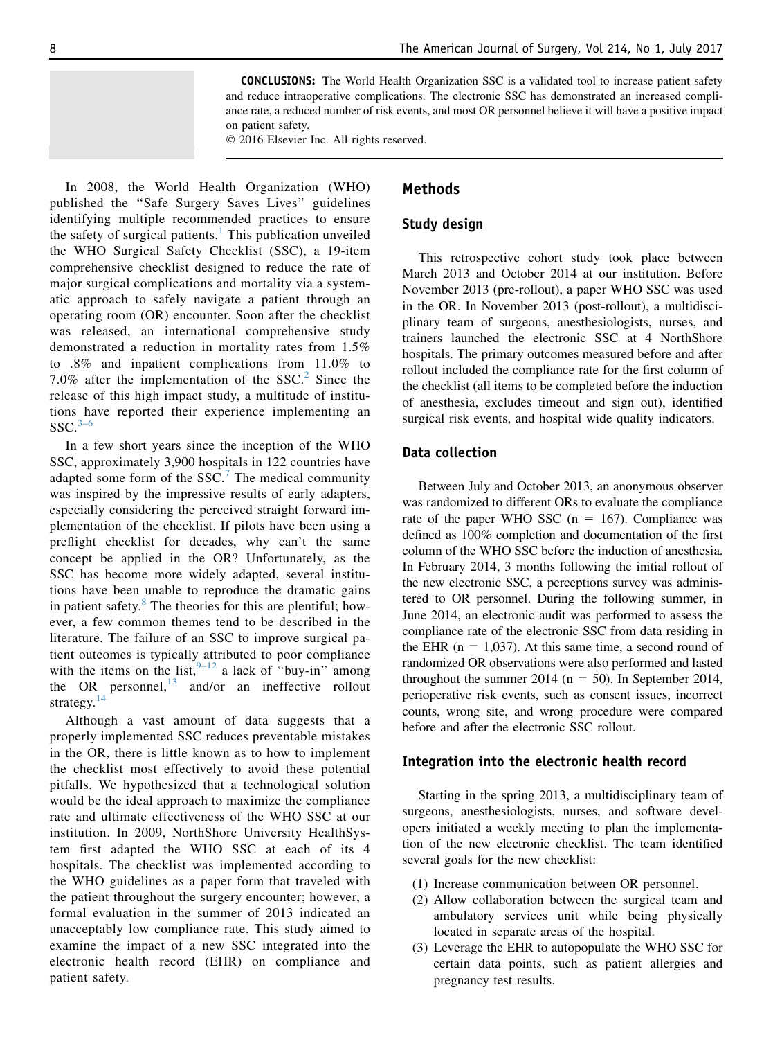**CONCLUSIONS:** The World Health Organization SSC is a validated tool to increase patient safety and reduce intraoperative complications. The electronic SSC has demonstrated an increased compliance rate, a reduced number of risk events, and most OR personnel believe it will have a positive impact on patient safety.

© 2016 Elsevier Inc. All rights reserved.

In 2008, the World Health Organization (WHO) published the "Safe Surgery Saves Lives" guidelines identifying multiple recommended practices to ensure the safety of surgical patients.[1] This publication unveiled the WHO Surgical Safety Checklist (SSC), a 19-item comprehensive checklist designed to reduce the rate of major surgical complications and mortality via a systematic approach to safely navigate a patient through an operating room (OR) encounter. Soon after the checklist was released, an international comprehensive study demonstrated a reduction in mortality rates from 1.5% to .8% and inpatient complications from 11.0% to 7.0% after the implementation of the SSC.[2] Since the release of this high impact study, a multitude of institutions have reported their experience implementing an SSC.[3–6]

In a few short years since the inception of the WHO SSC, approximately 3,900 hospitals in 122 countries have adapted some form of the SSC.[7] The medical community was inspired by the impressive results of early adapters, especially considering the perceived straight forward implementation of the checklist. If pilots have been using a preflight checklist for decades, why can't the same concept be applied in the OR? Unfortunately, as the SSC has become more widely adapted, several institutions have been unable to reproduce the dramatic gains in patient safety.[8] The theories for this are plentiful; however, a few common themes tend to be described in the literature. The failure of an SSC to improve surgical patient outcomes is typically attributed to poor compliance with the items on the list,[9–12] a lack of "buy-in" among the OR personnel,[13] and/or an ineffective rollout strategy.[14]

Although a vast amount of data suggests that a properly implemented SSC reduces preventable mistakes in the OR, there is little known as to how to implement the checklist most effectively to avoid these potential pitfalls. We hypothesized that a technological solution would be the ideal approach to maximize the compliance rate and ultimate effectiveness of the WHO SSC at our institution. In 2009, NorthShore University HealthSystem first adapted the WHO SSC at each of its 4 hospitals. The checklist was implemented according to the WHO guidelines as a paper form that traveled with the patient throughout the surgery encounter; however, a formal evaluation in the summer of 2013 indicated an unacceptably low compliance rate. This study aimed to examine the impact of a new SSC integrated into the electronic health record (EHR) on compliance and patient safety.

## Methods

### Study design

This retrospective cohort study took place between March 2013 and October 2014 at our institution. Before November 2013 (pre-rollout), a paper WHO SSC was used in the OR. In November 2013 (post-rollout), a multidisciplinary team of surgeons, anesthesiologists, nurses, and trainers launched the electronic SSC at 4 NorthShore hospitals. The primary outcomes measured before and after rollout included the compliance rate for the first column of the checklist (all items to be completed before the induction of anesthesia, excludes timeout and sign out), identified surgical risk events, and hospital wide quality indicators.

### Data collection

Between July and October 2013, an anonymous observer was randomized to different ORs to evaluate the compliance rate of the paper WHO SSC ($n = 167$). Compliance was defined as 100% completion and documentation of the first column of the WHO SSC before the induction of anesthesia. In February 2014, 3 months following the initial rollout of the new electronic SSC, a perceptions survey was administered to OR personnel. During the following summer, in June 2014, an electronic audit was performed to assess the compliance rate of the electronic SSC from data residing in the EHR ($n = 1,037$). At this same time, a second round of randomized OR observations were also performed and lasted throughout the summer 2014 ($n = 50$). In September 2014, perioperative risk events, such as consent issues, incorrect counts, wrong site, and wrong procedure were compared before and after the electronic SSC rollout.

### Integration into the electronic health record

Starting in the spring 2013, a multidisciplinary team of surgeons, anesthesiologists, nurses, and software developers initiated a weekly meeting to plan the implementation of the new electronic checklist. The team identified several goals for the new checklist:

(1) Increase communication between OR personnel.
(2) Allow collaboration between the surgical team and ambulatory services unit while being physically located in separate areas of the hospital.
(3) Leverage the EHR to autopopulate the WHO SSC for certain data points, such as patient allergies and pregnancy test results.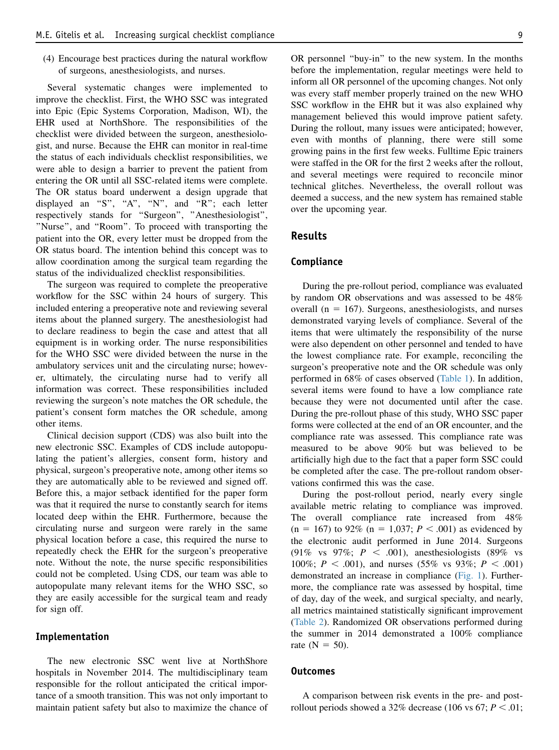(4) Encourage best practices during the natural workflow of surgeons, anesthesiologists, and nurses.

Several systematic changes were implemented to improve the checklist. First, the WHO SSC was integrated into Epic (Epic Systems Corporation, Madison, WI), the EHR used at NorthShore. The responsibilities of the checklist were divided between the surgeon, anesthesiologist, and nurse. Because the EHR can monitor in real-time the status of each individuals checklist responsibilities, we were able to design a barrier to prevent the patient from entering the OR until all SSC-related items were complete. The OR status board underwent a design upgrade that displayed an "S", "A", "N", and "R"; each letter respectively stands for "Surgeon", "Anesthesiologist", "Nurse", and "Room". To proceed with transporting the patient into the OR, every letter must be dropped from the OR status board. The intention behind this concept was to allow coordination among the surgical team regarding the status of the individualized checklist responsibilities.

The surgeon was required to complete the preoperative workflow for the SSC within 24 hours of surgery. This included entering a preoperative note and reviewing several items about the planned surgery. The anesthesiologist had to declare readiness to begin the case and attest that all equipment is in working order. The nurse responsibilities for the WHO SSC were divided between the nurse in the ambulatory services unit and the circulating nurse; however, ultimately, the circulating nurse had to verify all information was correct. These responsibilities included reviewing the surgeon's note matches the OR schedule, the patient's consent form matches the OR schedule, among other items.

Clinical decision support (CDS) was also built into the new electronic SSC. Examples of CDS include autopopulating the patient's allergies, consent form, history and physical, surgeon's preoperative note, among other items so they are automatically able to be reviewed and signed off. Before this, a major setback identified for the paper form was that it required the nurse to constantly search for items located deep within the EHR. Furthermore, because the circulating nurse and surgeon were rarely in the same physical location before a case, this required the nurse to repeatedly check the EHR for the surgeon's preoperative note. Without the note, the nurse specific responsibilities could not be completed. Using CDS, our team was able to autopopulate many relevant items for the WHO SSC, so they are easily accessible for the surgical team and ready for sign off.

### Implementation

The new electronic SSC went live at NorthShore hospitals in November 2014. The multidisciplinary team responsible for the rollout anticipated the critical importance of a smooth transition. This was not only important to maintain patient safety but also to maximize the chance of OR personnel "buy-in" to the new system. In the months before the implementation, regular meetings were held to inform all OR personnel of the upcoming changes. Not only was every staff member properly trained on the new WHO SSC workflow in the EHR but it was also explained why management believed this would improve patient safety. During the rollout, many issues were anticipated; however, even with months of planning, there were still some growing pains in the first few weeks. Fulltime Epic trainers were staffed in the OR for the first 2 weeks after the rollout, and several meetings were required to reconcile minor technical glitches. Nevertheless, the overall rollout was deemed a success, and the new system has remained stable over the upcoming year.

## Results

### Compliance

During the pre-rollout period, compliance was evaluated by random OR observations and was assessed to be 48% overall (n = 167). Surgeons, anesthesiologists, and nurses demonstrated varying levels of compliance. Several of the items that were ultimately the responsibility of the nurse were also dependent on other personnel and tended to have the lowest compliance rate. For example, reconciling the surgeon's preoperative note and the OR schedule was only performed in 68% of cases observed (Table 1). In addition, several items were found to have a low compliance rate because they were not documented until after the case. During the pre-rollout phase of this study, WHO SSC paper forms were collected at the end of an OR encounter, and the compliance rate was assessed. This compliance rate was measured to be above 90% but was believed to be artificially high due to the fact that a paper form SSC could be completed after the case. The pre-rollout random observations confirmed this was the case.

During the post-rollout period, nearly every single available metric relating to compliance was improved. The overall compliance rate increased from 48% (n = 167) to 92% (n = 1,037; $P < .001$) as evidenced by the electronic audit performed in June 2014. Surgeons (91% vs 97%; $P < .001$), anesthesiologists (89% vs 100%; $P < .001$), and nurses (55% vs 93%; $P < .001$) demonstrated an increase in compliance (Fig. 1). Furthermore, the compliance rate was assessed by hospital, time of day, day of the week, and surgical specialty, and nearly, all metrics maintained statistically significant improvement (Table 2). Randomized OR observations performed during the summer in 2014 demonstrated a 100% compliance rate (N = 50).

### Outcomes

A comparison between risk events in the pre- and post-rollout periods showed a 32% decrease (106 vs 67; $P < .01$;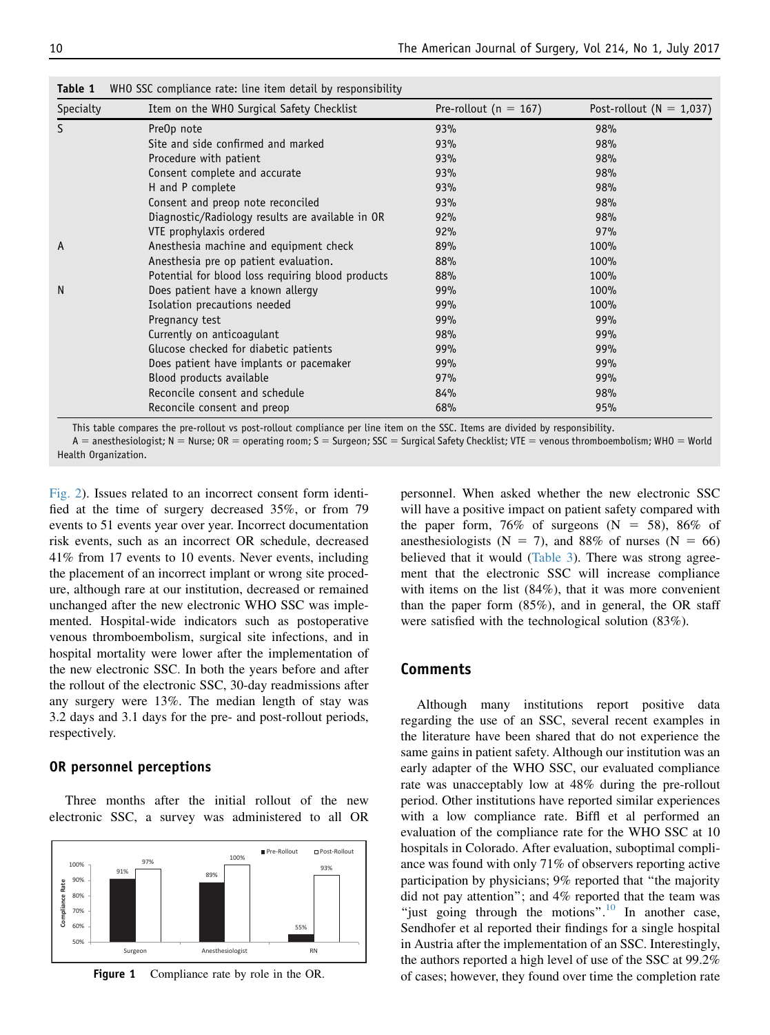**Table 1** WHO SSC compliance rate: line item detail by responsibility

| Specialty | Item on the WHO Surgical Safety Checklist | Pre-rollout (n = 167) | Post-rollout (N = 1,037) |
|---|---|---|---|
| S | PreOp note | 93% | 98% |
| | Site and side confirmed and marked | 93% | 98% |
| | Procedure with patient | 93% | 98% |
| | Consent complete and accurate | 93% | 98% |
| | H and P complete | 93% | 98% |
| | Consent and preop note reconciled | 93% | 98% |
| | Diagnostic/Radiology results are available in OR | 92% | 98% |
| | VTE prophylaxis ordered | 92% | 97% |
| A | Anesthesia machine and equipment check | 89% | 100% |
| | Anesthesia pre op patient evaluation. | 88% | 100% |
| | Potential for blood loss requiring blood products | 88% | 100% |
| N | Does patient have a known allergy | 99% | 100% |
| | Isolation precautions needed | 99% | 100% |
| | Pregnancy test | 99% | 99% |
| | Currently on anticoagulant | 98% | 99% |
| | Glucose checked for diabetic patients | 99% | 99% |
| | Does patient have implants or pacemaker | 99% | 99% |
| | Blood products available | 97% | 99% |
| | Reconcile consent and schedule | 84% | 98% |
| | Reconcile consent and preop | 68% | 95% |

This table compares the pre-rollout vs post-rollout compliance per line item on the SSC. Items are divided by responsibility.

A = anesthesiologist; N = Nurse; OR = operating room; S = Surgeon; SSC = Surgical Safety Checklist; VTE = venous thromboembolism; WHO = World Health Organization.

Fig. 2). Issues related to an incorrect consent form identified at the time of surgery decreased 35%, or from 79 events to 51 events year over year. Incorrect documentation risk events, such as an incorrect OR schedule, decreased 41% from 17 events to 10 events. Never events, including the placement of an incorrect implant or wrong site procedure, although rare at our institution, decreased or remained unchanged after the new electronic WHO SSC was implemented. Hospital-wide indicators such as postoperative venous thromboembolism, surgical site infections, and in hospital mortality were lower after the implementation of the new electronic SSC. In both the years before and after the rollout of the electronic SSC, 30-day readmissions after any surgery were 13%. The median length of stay was 3.2 days and 3.1 days for the pre- and post-rollout periods, respectively.

### OR personnel perceptions

Three months after the initial rollout of the new electronic SSC, a survey was administered to all OR personnel. When asked whether the new electronic SSC will have a positive impact on patient safety compared with the paper form, 76% of surgeons (N = 58), 86% of anesthesiologists (N = 7), and 88% of nurses (N = 66) believed that it would (Table 3). There was strong agreement that the electronic SSC will increase compliance with items on the list (84%), that it was more convenient than the paper form (85%), and in general, the OR staff were satisfied with the technological solution (83%).

| Role | Pre-Rollout | Post-Rollout |
|---|---|---|
| Surgeon | 91% | 97% |
| Anesthesiologist | 89% | 100% |
| RN | 55% | 93% |

**Figure 1** Compliance rate by role in the OR.

## Comments

Although many institutions report positive data regarding the use of an SSC, several recent examples in the literature have been shared that do not experience the same gains in patient safety. Although our institution was an early adapter of the WHO SSC, our evaluated compliance rate was unacceptably low at 48% during the pre-rollout period. Other institutions have reported similar experiences with a low compliance rate. Biffl et al performed an evaluation of the compliance rate for the WHO SSC at 10 hospitals in Colorado. After evaluation, suboptimal compliance was found with only 71% of observers reporting active participation by physicians; 9% reported that "the majority did not pay attention"; and 4% reported that the team was "just going through the motions".[10] In another case, Sendhofer et al reported their findings for a single hospital in Austria after the implementation of an SSC. Interestingly, the authors reported a high level of use of the SSC at 99.2% of cases; however, they found over time the completion rate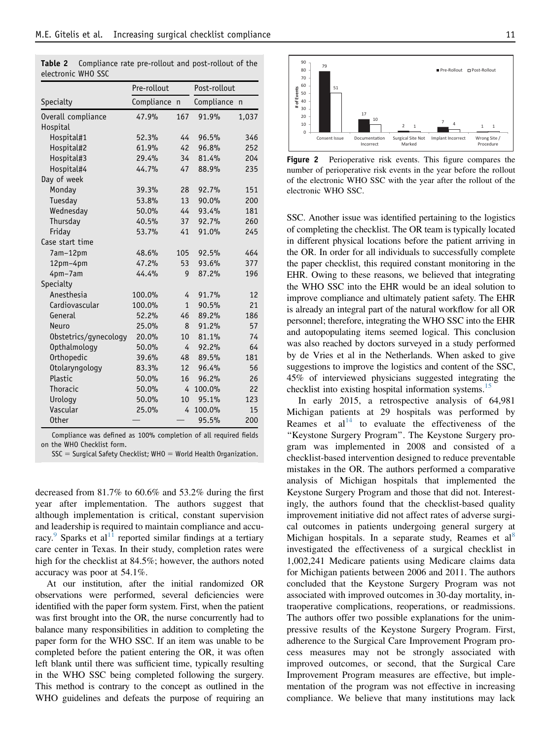**Table 2** Compliance rate pre-rollout and post-rollout of the electronic WHO SSC

| | Pre-rollout | | Post-rollout | |
|---|---|---|---|---|
| Specialty | Compliance | n | Compliance | n |
| Overall compliance | 47.9% | 167 | 91.9% | 1,037 |
| Hospital | | | | |
| Hospital#1 | 52.3% | 44 | 96.5% | 346 |
| Hospital#2 | 61.9% | 42 | 96.8% | 252 |
| Hospital#3 | 29.4% | 34 | 81.4% | 204 |
| Hospital#4 | 44.7% | 47 | 88.9% | 235 |
| Day of week | | | | |
| Monday | 39.3% | 28 | 92.7% | 151 |
| Tuesday | 53.8% | 13 | 90.0% | 200 |
| Wednesday | 50.0% | 44 | 93.4% | 181 |
| Thursday | 40.5% | 37 | 92.7% | 260 |
| Friday | 53.7% | 41 | 91.0% | 245 |
| Case start time | | | | |
| 7am–12pm | 48.6% | 105 | 92.5% | 464 |
| 12pm–4pm | 47.2% | 53 | 93.6% | 377 |
| 4pm–7am | 44.4% | 9 | 87.2% | 196 |
| Specialty | | | | |
| Anesthesia | 100.0% | 4 | 91.7% | 12 |
| Cardiovascular | 100.0% | 1 | 90.5% | 21 |
| General | 52.2% | 46 | 89.2% | 186 |
| Neuro | 25.0% | 8 | 91.2% | 57 |
| Obstetrics/gynecology | 20.0% | 10 | 81.1% | 74 |
| Opthalmology | 50.0% | 4 | 92.2% | 64 |
| Orthopedic | 39.6% | 48 | 89.5% | 181 |
| Otolaryngology | 83.3% | 12 | 96.4% | 56 |
| Plastic | 50.0% | 16 | 96.2% | 26 |
| Thoracic | 50.0% | 4 | 100.0% | 22 |
| Urology | 50.0% | 10 | 95.1% | 123 |
| Vascular | 25.0% | 4 | 100.0% | 15 |
| Other | — | — | 95.5% | 200 |

Compliance was defined as 100% completion of all required fields on the WHO Checklist form.

SSC = Surgical Safety Checklist; WHO = World Health Organization.

decreased from 81.7% to 60.6% and 53.2% during the first year after implementation. The authors suggest that although implementation is critical, constant supervision and leadership is required to maintain compliance and accuracy.[9] Sparks et al[11] reported similar findings at a tertiary care center in Texas. In their study, completion rates were high for the checklist at 84.5%; however, the authors noted accuracy was poor at 54.1%.

At our institution, after the initial randomized OR observations were performed, several deficiencies were identified with the paper form system. First, when the patient was first brought into the OR, the nurse concurrently had to balance many responsibilities in addition to completing the paper form for the WHO SSC. If an item was unable to be completed before the patient entering the OR, it was often left blank until there was sufficient time, typically resulting in the WHO SSC being completed following the surgery. This method is contrary to the concept as outlined in the WHO guidelines and defeats the purpose of requiring an SSC. Another issue was identified pertaining to the logistics of completing the checklist. The OR team is typically located in different physical locations before the patient arriving in the OR. In order for all individuals to successfully complete the paper checklist, this required constant monitoring in the EHR. Owing to these reasons, we believed that integrating the WHO SSC into the EHR would be an ideal solution to improve compliance and ultimately patient safety. The EHR is already an integral part of the natural workflow for all OR personnel; therefore, integrating the WHO SSC into the EHR and autopopulating items seemed logical. This conclusion was also reached by doctors surveyed in a study performed by de Vries et al in the Netherlands. When asked to give suggestions to improve the logistics and content of the SSC, 45% of interviewed physicians suggested integrating the checklist into existing hospital information systems.[15]

**Figure 2** Perioperative risk events. This figure compares the number of perioperative risk events in the year before the rollout of the electronic WHO SSC with the year after the rollout of the electronic WHO SSC.

In early 2015, a retrospective analysis of 64,981 Michigan patients at 29 hospitals was performed by Reames et al[14] to evaluate the effectiveness of the "Keystone Surgery Program". The Keystone Surgery program was implemented in 2008 and consisted of a checklist-based intervention designed to reduce preventable mistakes in the OR. The authors performed a comparative analysis of Michigan hospitals that implemented the Keystone Surgery Program and those that did not. Interestingly, the authors found that the checklist-based quality improvement initiative did not affect rates of adverse surgical outcomes in patients undergoing general surgery at Michigan hospitals. In a separate study, Reames et al[8] investigated the effectiveness of a surgical checklist in 1,002,241 Medicare patients using Medicare claims data for Michigan patients between 2006 and 2011. The authors concluded that the Keystone Surgery Program was not associated with improved outcomes in 30-day mortality, intraoperative complications, reoperations, or readmissions. The authors offer two possible explanations for the unimpressive results of the Keystone Surgery Program. First, adherence to the Surgical Care Improvement Program process measures may not be strongly associated with improved outcomes, or second, that the Surgical Care Improvement Program measures are effective, but implementation of the program was not effective in increasing compliance. We believe that many institutions may lack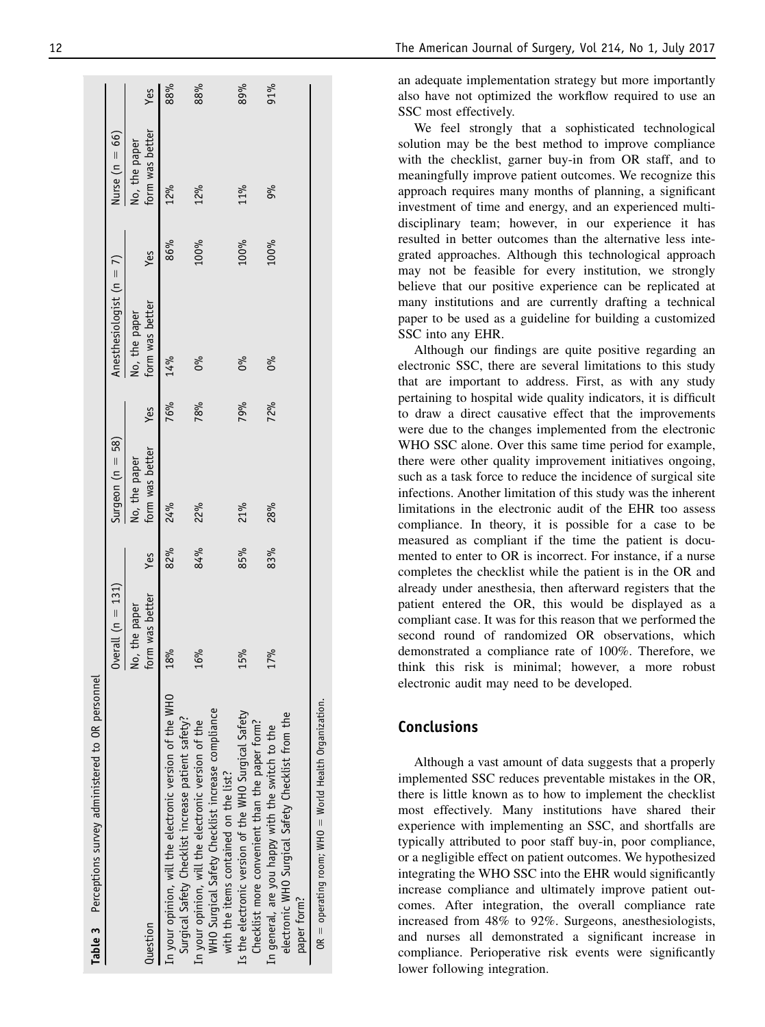**Table 3** Perceptions survey administered to OR personnel

| Question | Overall (n = 131) | | Surgeon (n = 58) | | Anesthesiologist (n = 7) | | Nurse (n = 66) | |
|---|---|---|---|---|---|---|---|---|
| | No, the paper form was better | Yes | No, the paper form was better | Yes | No, the paper form was better | Yes | No, the paper form was better | Yes |
| In your opinion, will the electronic version of the WHO Surgical Safety Checklist increase patient safety? | 18% | 82% | 24% | 76% | 14% | 86% | 12% | 88% |
| In your opinion, will the electronic version of the WHO Surgical Safety Checklist increase compliance with the items contained on the list? | 16% | 84% | 22% | 78% | 0% | 100% | 12% | 88% |
| Is the electronic version of the WHO Surgical Safety Checklist more convenient than the paper form? | 15% | 85% | 21% | 79% | 0% | 100% | 11% | 89% |
| In general, are you happy with the switch to the electronic WHO Surgical Safety Checklist from the paper form? | 17% | 83% | 28% | 72% | 0% | 100% | 9% | 91% |

OR = operating room; WHO = World Health Organization.

an adequate implementation strategy but more importantly also have not optimized the workflow required to use an SSC most effectively.

We feel strongly that a sophisticated technological solution may be the best method to improve compliance with the checklist, garner buy-in from OR staff, and to meaningfully improve patient outcomes. We recognize this approach requires many months of planning, a significant investment of time and energy, and an experienced multidisciplinary team; however, in our experience it has resulted in better outcomes than the alternative less integrated approaches. Although this technological approach may not be feasible for every institution, we strongly believe that our positive experience can be replicated at many institutions and are currently drafting a technical paper to be used as a guideline for building a customized SSC into any EHR.

Although our findings are quite positive regarding an electronic SSC, there are several limitations to this study that are important to address. First, as with any study pertaining to hospital wide quality indicators, it is difficult to draw a direct causative effect that the improvements were due to the changes implemented from the electronic WHO SSC alone. Over this same time period for example, there were other quality improvement initiatives ongoing, such as a task force to reduce the incidence of surgical site infections. Another limitation of this study was the inherent limitations in the electronic audit of the EHR too assess compliance. In theory, it is possible for a case to be measured as compliant if the time the patient is documented to enter to OR is incorrect. For instance, if a nurse completes the checklist while the patient is in the OR and already under anesthesia, then afterward registers that the patient entered the OR, this would be displayed as a compliant case. It was for this reason that we performed the second round of randomized OR observations, which demonstrated a compliance rate of 100%. Therefore, we think this risk is minimal; however, a more robust electronic audit may need to be developed.

## Conclusions

Although a vast amount of data suggests that a properly implemented SSC reduces preventable mistakes in the OR, there is little known as to how to implement the checklist most effectively. Many institutions have shared their experience with implementing an SSC, and shortfalls are typically attributed to poor staff buy-in, poor compliance, or a negligible effect on patient outcomes. We hypothesized integrating the WHO SSC into the EHR would significantly increase compliance and ultimately improve patient outcomes. After integration, the overall compliance rate increased from 48% to 92%. Surgeons, anesthesiologists, and nurses all demonstrated a significant increase in compliance. Perioperative risk events were significantly lower following integration.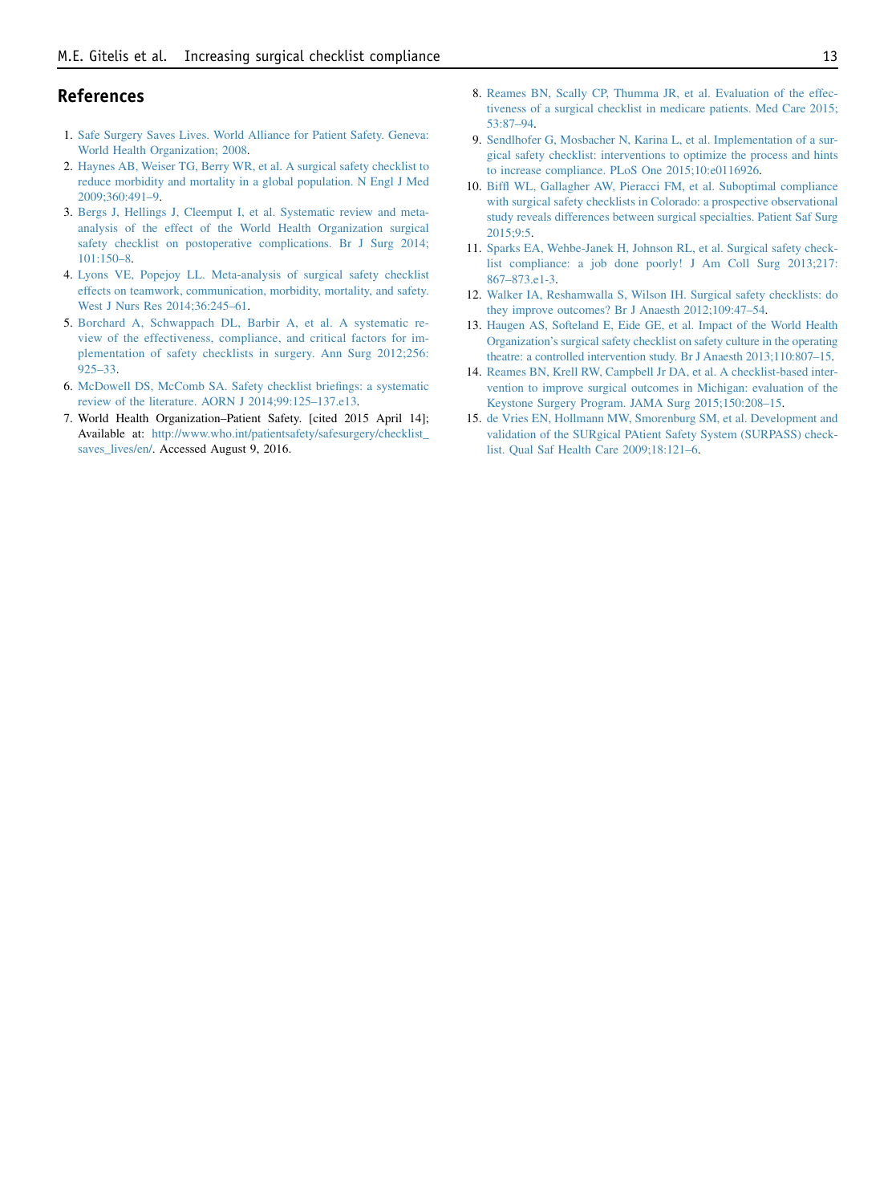## References

1. Safe Surgery Saves Lives. World Alliance for Patient Safety. Geneva: World Health Organization; 2008.
2. Haynes AB, Weiser TG, Berry WR, et al. A surgical safety checklist to reduce morbidity and mortality in a global population. N Engl J Med 2009;360:491–9.
3. Bergs J, Hellings J, Cleemput I, et al. Systematic review and meta-analysis of the effect of the World Health Organization surgical safety checklist on postoperative complications. Br J Surg 2014; 101:150–8.
4. Lyons VE, Popejoy LL. Meta-analysis of surgical safety checklist effects on teamwork, communication, morbidity, mortality, and safety. West J Nurs Res 2014;36:245–61.
5. Borchard A, Schwappach DL, Barbir A, et al. A systematic review of the effectiveness, compliance, and critical factors for implementation of safety checklists in surgery. Ann Surg 2012;256: 925–33.
6. McDowell DS, McComb SA. Safety checklist briefings: a systematic review of the literature. AORN J 2014;99:125–137.e13.
7. World Health Organization–Patient Safety. [cited 2015 April 14]; Available at: http://www.who.int/patientsafety/safesurgery/checklist_saves_lives/en/. Accessed August 9, 2016.
8. Reames BN, Scally CP, Thumma JR, et al. Evaluation of the effectiveness of a surgical checklist in medicare patients. Med Care 2015; 53:87–94.
9. Sendlhofer G, Mosbacher N, Karina L, et al. Implementation of a surgical safety checklist: interventions to optimize the process and hints to increase compliance. PLoS One 2015;10:e0116926.
10. Biffl WL, Gallagher AW, Pieracci FM, et al. Suboptimal compliance with surgical safety checklists in Colorado: a prospective observational study reveals differences between surgical specialties. Patient Saf Surg 2015;9:5.
11. Sparks EA, Wehbe-Janek H, Johnson RL, et al. Surgical safety checklist compliance: a job done poorly! J Am Coll Surg 2013;217: 867–873.e1-3.
12. Walker IA, Reshamwalla S, Wilson IH. Surgical safety checklists: do they improve outcomes? Br J Anaesth 2012;109:47–54.
13. Haugen AS, Softeland E, Eide GE, et al. Impact of the World Health Organization's surgical safety checklist on safety culture in the operating theatre: a controlled intervention study. Br J Anaesth 2013;110:807–15.
14. Reames BN, Krell RW, Campbell Jr DA, et al. A checklist-based intervention to improve surgical outcomes in Michigan: evaluation of the Keystone Surgery Program. JAMA Surg 2015;150:208–15.
15. de Vries EN, Hollmann MW, Smorenburg SM, et al. Development and validation of the SURgical PAtient Safety System (SURPASS) checklist. Qual Saf Health Care 2009;18:121–6.